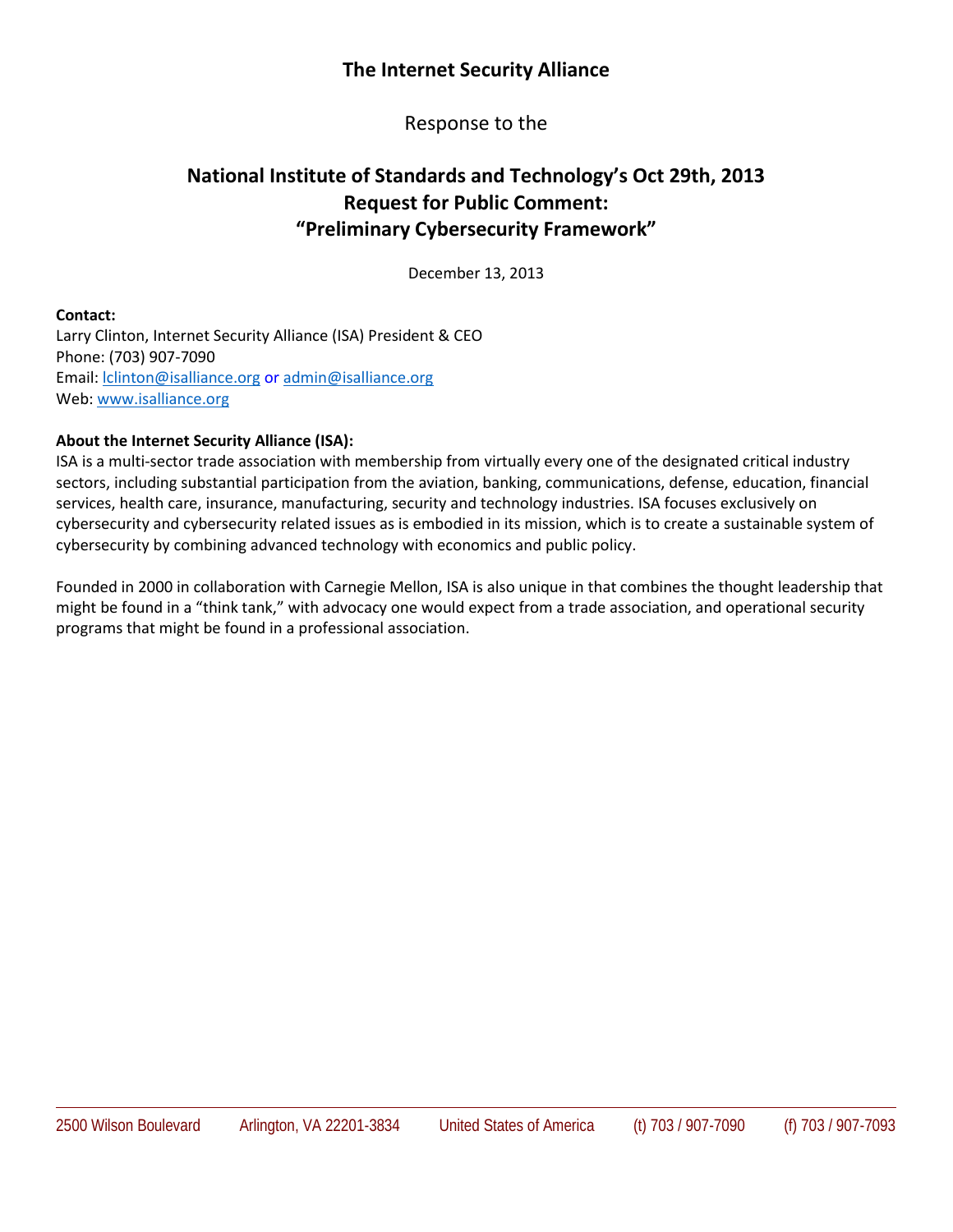# The Internet Security Alliance

Response to the

## National Institute of Standards and Technology's Oct 29th, 2013 Request for Public Comment: "Preliminary Cybersecurity Framework"

December 13, 2013

**Contact:**
Larry Clinton, Internet Security Alliance (ISA) President & CEO
Phone: (703) 907-7090
Email: lclinton@isalliance.org or admin@isalliance.org
Web: www.isalliance.org

**About the Internet Security Alliance (ISA):**
ISA is a multi-sector trade association with membership from virtually every one of the designated critical industry sectors, including substantial participation from the aviation, banking, communications, defense, education, financial services, health care, insurance, manufacturing, security and technology industries. ISA focuses exclusively on cybersecurity and cybersecurity related issues as is embodied in its mission, which is to create a sustainable system of cybersecurity by combining advanced technology with economics and public policy.

Founded in 2000 in collaboration with Carnegie Mellon, ISA is also unique in that combines the thought leadership that might be found in a "think tank," with advocacy one would expect from a trade association, and operational security programs that might be found in a professional association.

2500 Wilson Boulevard    Arlington, VA 22201-3834    United States of America    (t) 703 / 907-7090    (f) 703 / 907-7093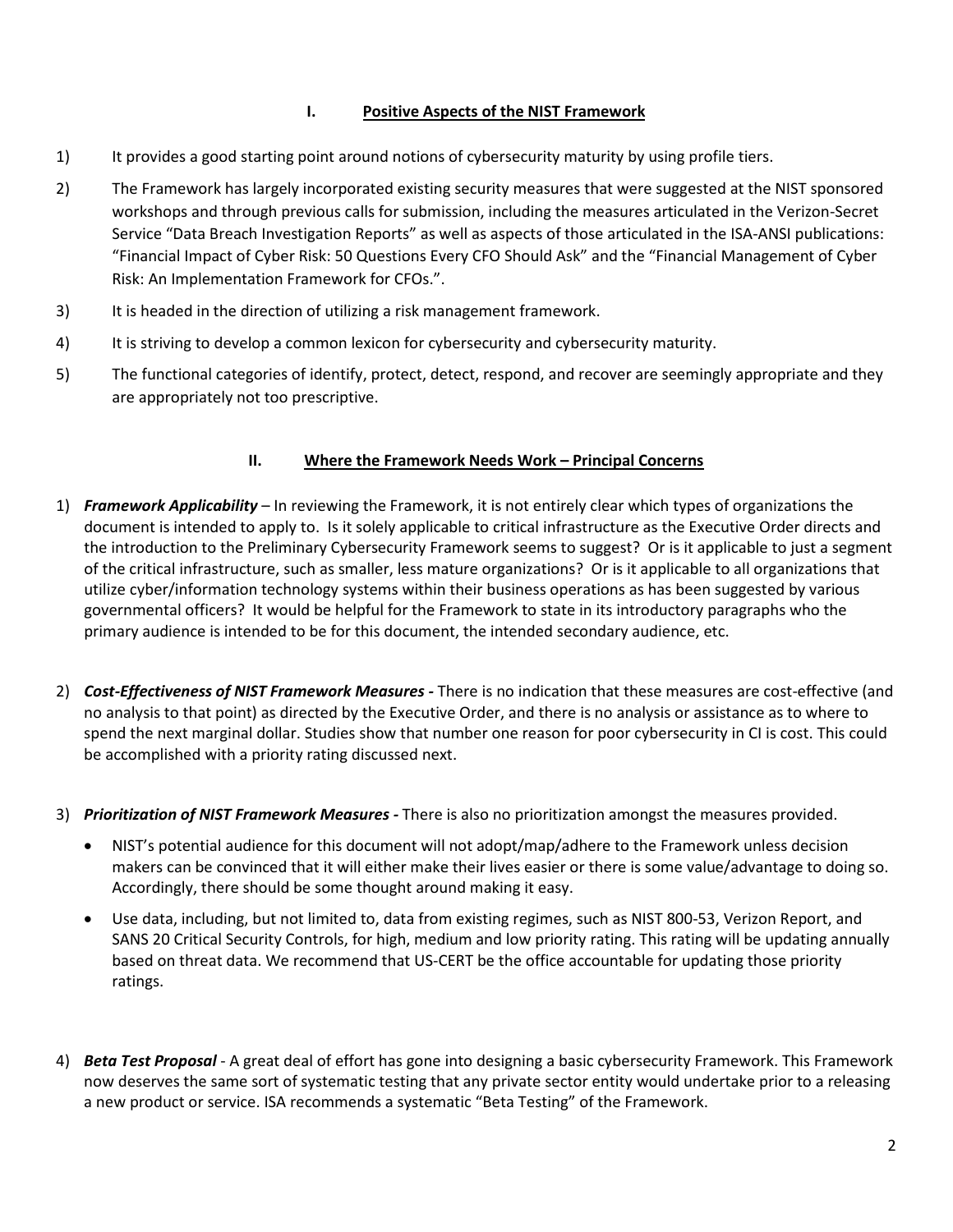## I. Positive Aspects of the NIST Framework

1) It provides a good starting point around notions of cybersecurity maturity by using profile tiers.

2) The Framework has largely incorporated existing security measures that were suggested at the NIST sponsored workshops and through previous calls for submission, including the measures articulated in the Verizon-Secret Service "Data Breach Investigation Reports" as well as aspects of those articulated in the ISA-ANSI publications: "Financial Impact of Cyber Risk: 50 Questions Every CFO Should Ask" and the "Financial Management of Cyber Risk: An Implementation Framework for CFOs.".

3) It is headed in the direction of utilizing a risk management framework.

4) It is striving to develop a common lexicon for cybersecurity and cybersecurity maturity.

5) The functional categories of identify, protect, detect, respond, and recover are seemingly appropriate and they are appropriately not too prescriptive.

## II. Where the Framework Needs Work – Principal Concerns

1) ***Framework Applicability*** – In reviewing the Framework, it is not entirely clear which types of organizations the document is intended to apply to. Is it solely applicable to critical infrastructure as the Executive Order directs and the introduction to the Preliminary Cybersecurity Framework seems to suggest? Or is it applicable to just a segment of the critical infrastructure, such as smaller, less mature organizations? Or is it applicable to all organizations that utilize cyber/information technology systems within their business operations as has been suggested by various governmental officers? It would be helpful for the Framework to state in its introductory paragraphs who the primary audience is intended to be for this document, the intended secondary audience, etc.

2) ***Cost-Effectiveness of NIST Framework Measures -*** There is no indication that these measures are cost-effective (and no analysis to that point) as directed by the Executive Order, and there is no analysis or assistance as to where to spend the next marginal dollar. Studies show that number one reason for poor cybersecurity in CI is cost. This could be accomplished with a priority rating discussed next.

3) ***Prioritization of NIST Framework Measures -*** There is also no prioritization amongst the measures provided.

   - NIST's potential audience for this document will not adopt/map/adhere to the Framework unless decision makers can be convinced that it will either make their lives easier or there is some value/advantage to doing so. Accordingly, there should be some thought around making it easy.
   - Use data, including, but not limited to, data from existing regimes, such as NIST 800-53, Verizon Report, and SANS 20 Critical Security Controls, for high, medium and low priority rating. This rating will be updating annually based on threat data. We recommend that US-CERT be the office accountable for updating those priority ratings.

4) ***Beta Test Proposal*** - A great deal of effort has gone into designing a basic cybersecurity Framework. This Framework now deserves the same sort of systematic testing that any private sector entity would undertake prior to a releasing a new product or service. ISA recommends a systematic "Beta Testing" of the Framework.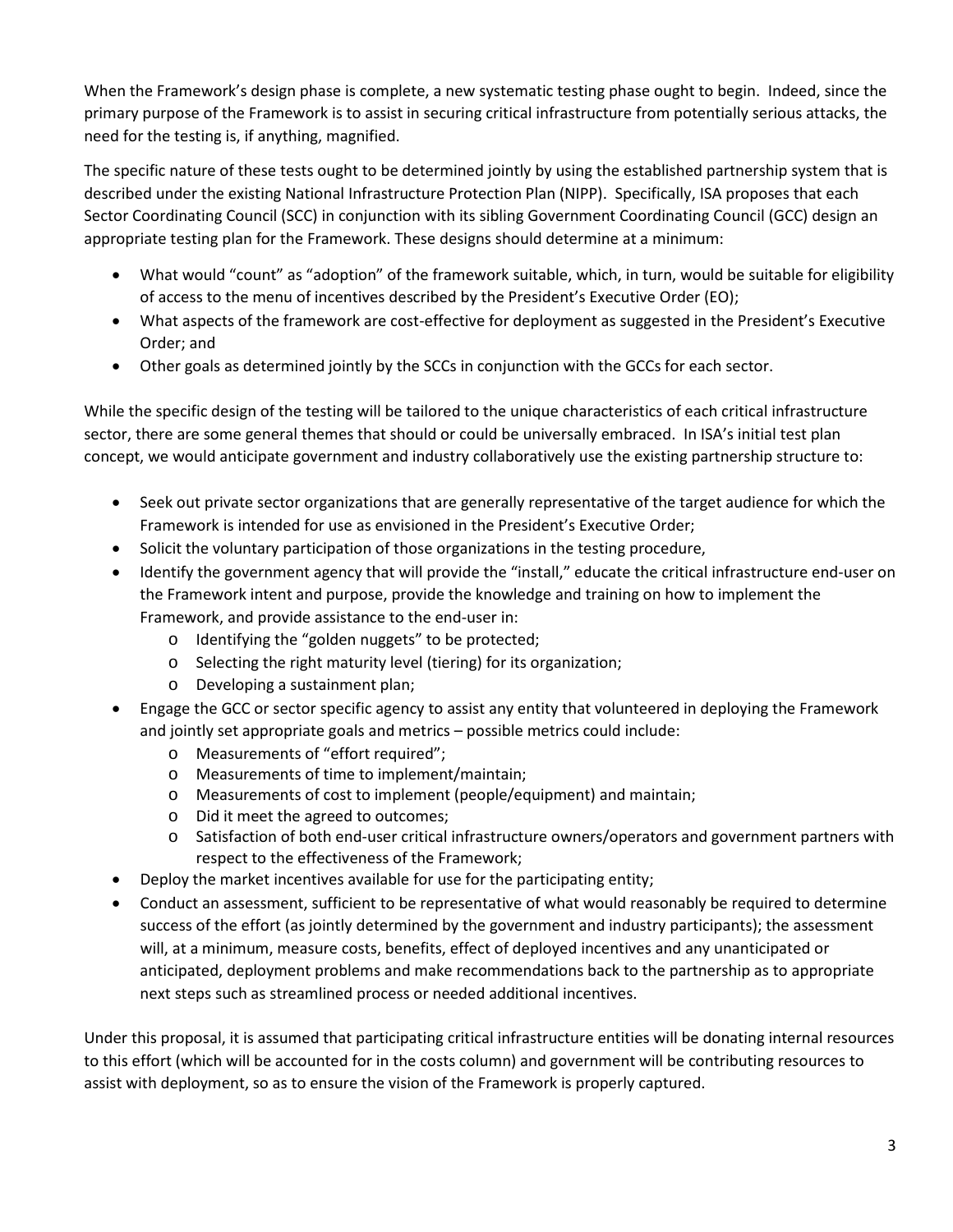When the Framework's design phase is complete, a new systematic testing phase ought to begin. Indeed, since the primary purpose of the Framework is to assist in securing critical infrastructure from potentially serious attacks, the need for the testing is, if anything, magnified.

The specific nature of these tests ought to be determined jointly by using the established partnership system that is described under the existing National Infrastructure Protection Plan (NIPP). Specifically, ISA proposes that each Sector Coordinating Council (SCC) in conjunction with its sibling Government Coordinating Council (GCC) design an appropriate testing plan for the Framework. These designs should determine at a minimum:

- What would "count" as "adoption" of the framework suitable, which, in turn, would be suitable for eligibility of access to the menu of incentives described by the President's Executive Order (EO);
- What aspects of the framework are cost-effective for deployment as suggested in the President's Executive Order; and
- Other goals as determined jointly by the SCCs in conjunction with the GCCs for each sector.

While the specific design of the testing will be tailored to the unique characteristics of each critical infrastructure sector, there are some general themes that should or could be universally embraced. In ISA's initial test plan concept, we would anticipate government and industry collaboratively use the existing partnership structure to:

- Seek out private sector organizations that are generally representative of the target audience for which the Framework is intended for use as envisioned in the President's Executive Order;
- Solicit the voluntary participation of those organizations in the testing procedure,
- Identify the government agency that will provide the "install," educate the critical infrastructure end-user on the Framework intent and purpose, provide the knowledge and training on how to implement the Framework, and provide assistance to the end-user in:
  - Identifying the "golden nuggets" to be protected;
  - Selecting the right maturity level (tiering) for its organization;
  - Developing a sustainment plan;
- Engage the GCC or sector specific agency to assist any entity that volunteered in deploying the Framework and jointly set appropriate goals and metrics – possible metrics could include:
  - Measurements of "effort required";
  - Measurements of time to implement/maintain;
  - Measurements of cost to implement (people/equipment) and maintain;
  - Did it meet the agreed to outcomes;
  - Satisfaction of both end-user critical infrastructure owners/operators and government partners with respect to the effectiveness of the Framework;
- Deploy the market incentives available for use for the participating entity;
- Conduct an assessment, sufficient to be representative of what would reasonably be required to determine success of the effort (as jointly determined by the government and industry participants); the assessment will, at a minimum, measure costs, benefits, effect of deployed incentives and any unanticipated or anticipated, deployment problems and make recommendations back to the partnership as to appropriate next steps such as streamlined process or needed additional incentives.

Under this proposal, it is assumed that participating critical infrastructure entities will be donating internal resources to this effort (which will be accounted for in the costs column) and government will be contributing resources to assist with deployment, so as to ensure the vision of the Framework is properly captured.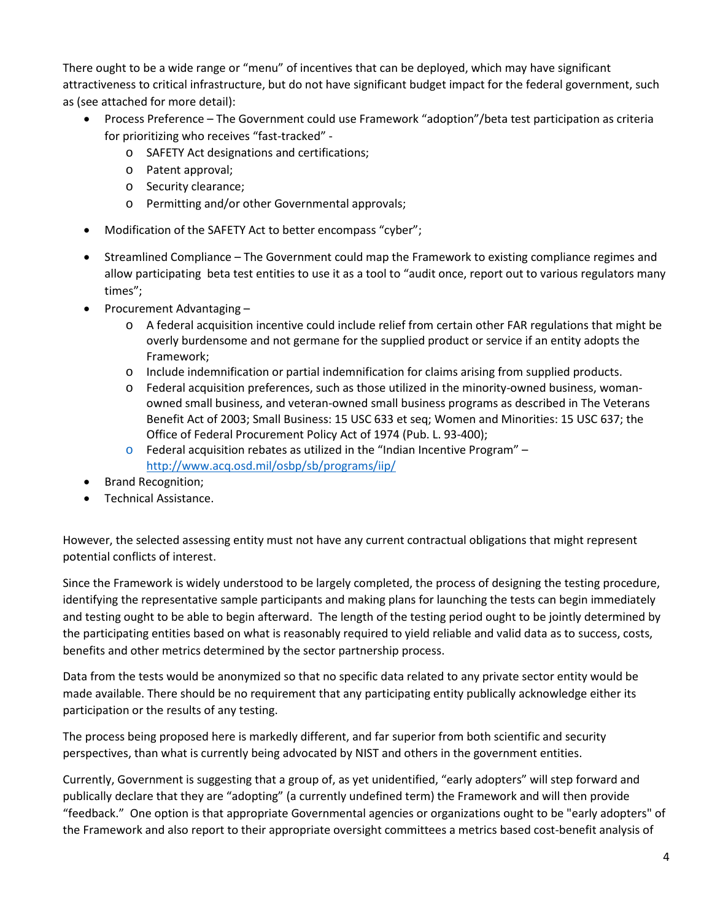There ought to be a wide range or "menu" of incentives that can be deployed, which may have significant attractiveness to critical infrastructure, but do not have significant budget impact for the federal government, such as (see attached for more detail):

- Process Preference – The Government could use Framework "adoption"/beta test participation as criteria for prioritizing who receives "fast-tracked" -
  - SAFETY Act designations and certifications;
  - Patent approval;
  - Security clearance;
  - Permitting and/or other Governmental approvals;
- Modification of the SAFETY Act to better encompass "cyber";
- Streamlined Compliance – The Government could map the Framework to existing compliance regimes and allow participating beta test entities to use it as a tool to "audit once, report out to various regulators many times";
- Procurement Advantaging –
  - A federal acquisition incentive could include relief from certain other FAR regulations that might be overly burdensome and not germane for the supplied product or service if an entity adopts the Framework;
  - Include indemnification or partial indemnification for claims arising from supplied products.
  - Federal acquisition preferences, such as those utilized in the minority-owned business, woman-owned small business, and veteran-owned small business programs as described in The Veterans Benefit Act of 2003; Small Business: 15 USC 633 et seq; Women and Minorities: 15 USC 637; the Office of Federal Procurement Policy Act of 1974 (Pub. L. 93-400);
  - Federal acquisition rebates as utilized in the "Indian Incentive Program" – http://www.acq.osd.mil/osbp/sb/programs/iip/
- Brand Recognition;
- Technical Assistance.

However, the selected assessing entity must not have any current contractual obligations that might represent potential conflicts of interest.

Since the Framework is widely understood to be largely completed, the process of designing the testing procedure, identifying the representative sample participants and making plans for launching the tests can begin immediately and testing ought to be able to begin afterward. The length of the testing period ought to be jointly determined by the participating entities based on what is reasonably required to yield reliable and valid data as to success, costs, benefits and other metrics determined by the sector partnership process.

Data from the tests would be anonymized so that no specific data related to any private sector entity would be made available. There should be no requirement that any participating entity publically acknowledge either its participation or the results of any testing.

The process being proposed here is markedly different, and far superior from both scientific and security perspectives, than what is currently being advocated by NIST and others in the government entities.

Currently, Government is suggesting that a group of, as yet unidentified, "early adopters" will step forward and publically declare that they are "adopting" (a currently undefined term) the Framework and will then provide "feedback." One option is that appropriate Governmental agencies or organizations ought to be "early adopters" of the Framework and also report to their appropriate oversight committees a metrics based cost-benefit analysis of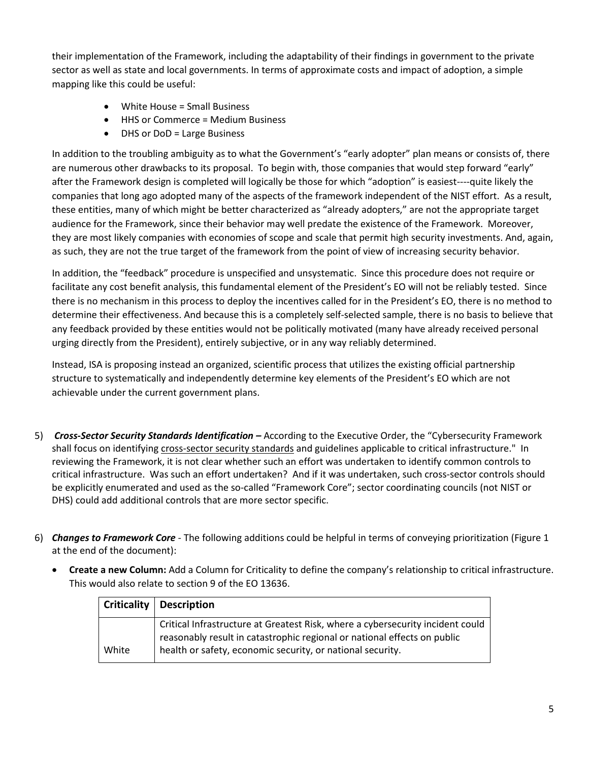their implementation of the Framework, including the adaptability of their findings in government to the private sector as well as state and local governments. In terms of approximate costs and impact of adoption, a simple mapping like this could be useful:

- White House = Small Business
- HHS or Commerce = Medium Business
- DHS or DoD = Large Business

In addition to the troubling ambiguity as to what the Government's "early adopter" plan means or consists of, there are numerous other drawbacks to its proposal. To begin with, those companies that would step forward "early" after the Framework design is completed will logically be those for which "adoption" is easiest----quite likely the companies that long ago adopted many of the aspects of the framework independent of the NIST effort. As a result, these entities, many of which might be better characterized as "already adopters," are not the appropriate target audience for the Framework, since their behavior may well predate the existence of the Framework. Moreover, they are most likely companies with economies of scope and scale that permit high security investments. And, again, as such, they are not the true target of the framework from the point of view of increasing security behavior.

In addition, the "feedback" procedure is unspecified and unsystematic. Since this procedure does not require or facilitate any cost benefit analysis, this fundamental element of the President's EO will not be reliably tested. Since there is no mechanism in this process to deploy the incentives called for in the President's EO, there is no method to determine their effectiveness. And because this is a completely self-selected sample, there is no basis to believe that any feedback provided by these entities would not be politically motivated (many have already received personal urging directly from the President), entirely subjective, or in any way reliably determined.

Instead, ISA is proposing instead an organized, scientific process that utilizes the existing official partnership structure to systematically and independently determine key elements of the President's EO which are not achievable under the current government plans.

5) ***Cross-Sector Security Standards Identification –*** According to the Executive Order, the "Cybersecurity Framework shall focus on identifying cross-sector security standards and guidelines applicable to critical infrastructure." In reviewing the Framework, it is not clear whether such an effort was undertaken to identify common controls to critical infrastructure. Was such an effort undertaken? And if it was undertaken, such cross-sector controls should be explicitly enumerated and used as the so-called "Framework Core"; sector coordinating councils (not NIST or DHS) could add additional controls that are more sector specific.

6) ***Changes to Framework Core*** - The following additions could be helpful in terms of conveying prioritization (Figure 1 at the end of the document):

- **Create a new Column:** Add a Column for Criticality to define the company's relationship to critical infrastructure. This would also relate to section 9 of the EO 13636.

| Criticality | Description |
|---|---|
| White | Critical Infrastructure at Greatest Risk, where a cybersecurity incident could reasonably result in catastrophic regional or national effects on public health or safety, economic security, or national security. |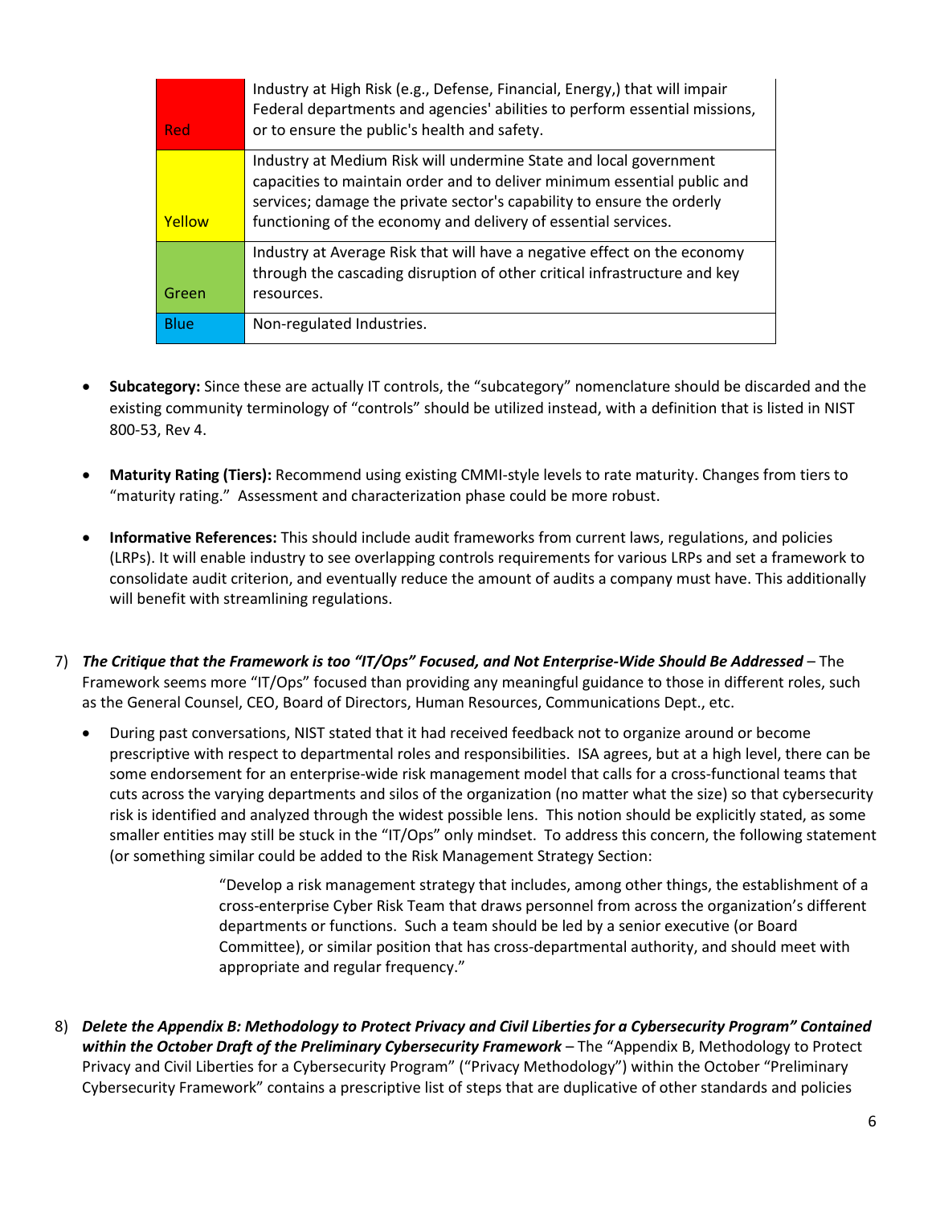| | |
|---|---|
| Red | Industry at High Risk (e.g., Defense, Financial, Energy,) that will impair Federal departments and agencies' abilities to perform essential missions, or to ensure the public's health and safety. |
| Yellow | Industry at Medium Risk will undermine State and local government capacities to maintain order and to deliver minimum essential public and services; damage the private sector's capability to ensure the orderly functioning of the economy and delivery of essential services. |
| Green | Industry at Average Risk that will have a negative effect on the economy through the cascading disruption of other critical infrastructure and key resources. |
| Blue | Non-regulated Industries. |

- **Subcategory:** Since these are actually IT controls, the "subcategory" nomenclature should be discarded and the existing community terminology of "controls" should be utilized instead, with a definition that is listed in NIST 800-53, Rev 4.

- **Maturity Rating (Tiers):** Recommend using existing CMMI-style levels to rate maturity. Changes from tiers to "maturity rating." Assessment and characterization phase could be more robust.

- **Informative References:** This should include audit frameworks from current laws, regulations, and policies (LRPs). It will enable industry to see overlapping controls requirements for various LRPs and set a framework to consolidate audit criterion, and eventually reduce the amount of audits a company must have. This additionally will benefit with streamlining regulations.

7) ***The Critique that the Framework is too "IT/Ops" Focused, and Not Enterprise-Wide Should Be Addressed*** – The Framework seems more "IT/Ops" focused than providing any meaningful guidance to those in different roles, such as the General Counsel, CEO, Board of Directors, Human Resources, Communications Dept., etc.

   - During past conversations, NIST stated that it had received feedback not to organize around or become prescriptive with respect to departmental roles and responsibilities. ISA agrees, but at a high level, there can be some endorsement for an enterprise-wide risk management model that calls for a cross-functional teams that cuts across the varying departments and silos of the organization (no matter what the size) so that cybersecurity risk is identified and analyzed through the widest possible lens. This notion should be explicitly stated, as some smaller entities may still be stuck in the "IT/Ops" only mindset. To address this concern, the following statement (or something similar could be added to the Risk Management Strategy Section:

     > "Develop a risk management strategy that includes, among other things, the establishment of a cross-enterprise Cyber Risk Team that draws personnel from across the organization's different departments or functions. Such a team should be led by a senior executive (or Board Committee), or similar position that has cross-departmental authority, and should meet with appropriate and regular frequency."

8) ***Delete the Appendix B: Methodology to Protect Privacy and Civil Liberties for a Cybersecurity Program" Contained within the October Draft of the Preliminary Cybersecurity Framework*** – The "Appendix B, Methodology to Protect Privacy and Civil Liberties for a Cybersecurity Program" ("Privacy Methodology") within the October "Preliminary Cybersecurity Framework" contains a prescriptive list of steps that are duplicative of other standards and policies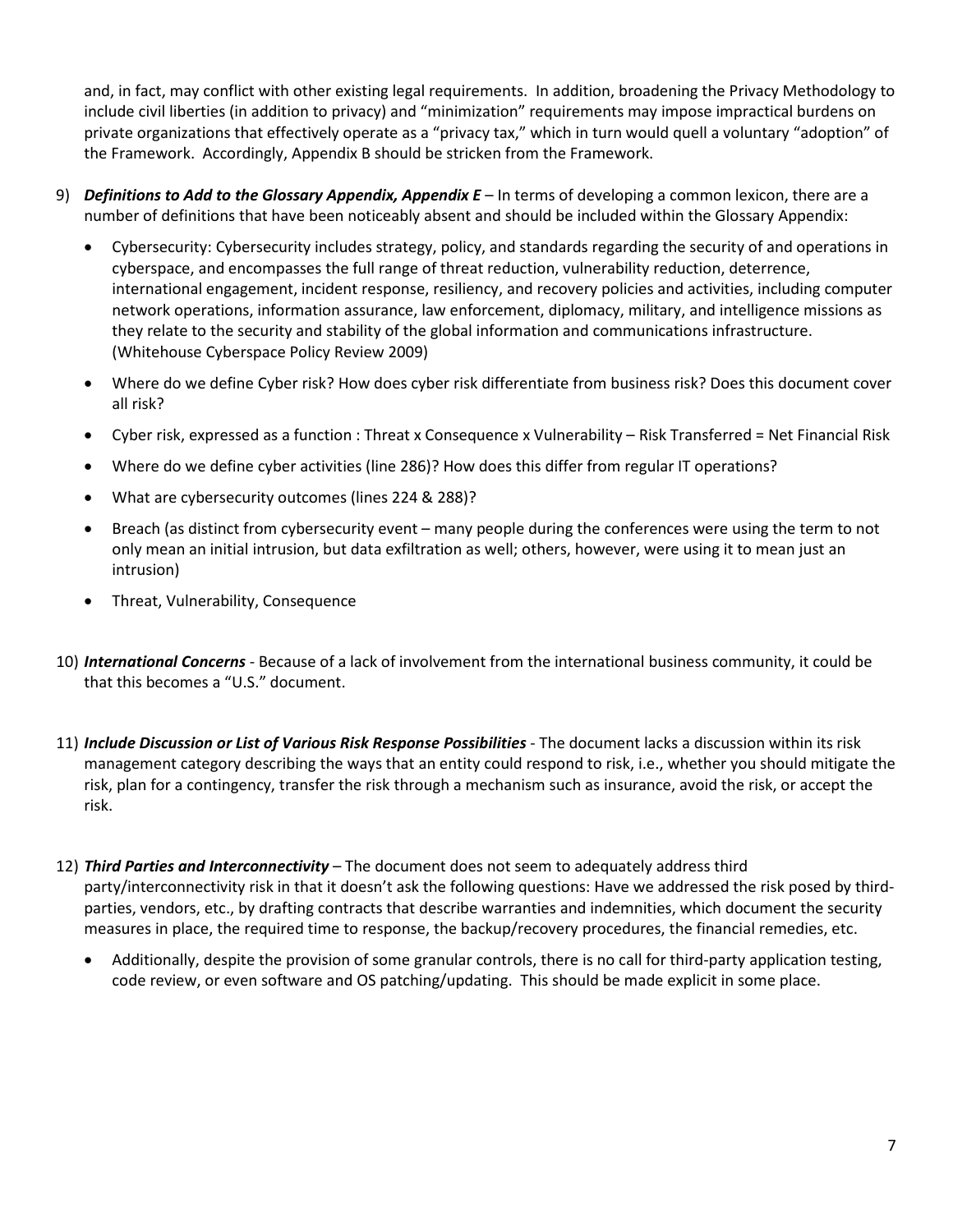and, in fact, may conflict with other existing legal requirements. In addition, broadening the Privacy Methodology to include civil liberties (in addition to privacy) and "minimization" requirements may impose impractical burdens on private organizations that effectively operate as a "privacy tax," which in turn would quell a voluntary "adoption" of the Framework. Accordingly, Appendix B should be stricken from the Framework.

9) ***Definitions to Add to the Glossary Appendix, Appendix E*** – In terms of developing a common lexicon, there are a number of definitions that have been noticeably absent and should be included within the Glossary Appendix:

   - Cybersecurity: Cybersecurity includes strategy, policy, and standards regarding the security of and operations in cyberspace, and encompasses the full range of threat reduction, vulnerability reduction, deterrence, international engagement, incident response, resiliency, and recovery policies and activities, including computer network operations, information assurance, law enforcement, diplomacy, military, and intelligence missions as they relate to the security and stability of the global information and communications infrastructure. (Whitehouse Cyberspace Policy Review 2009)
   - Where do we define Cyber risk? How does cyber risk differentiate from business risk? Does this document cover all risk?
   - Cyber risk, expressed as a function : Threat x Consequence x Vulnerability – Risk Transferred = Net Financial Risk
   - Where do we define cyber activities (line 286)? How does this differ from regular IT operations?
   - What are cybersecurity outcomes (lines 224 & 288)?
   - Breach (as distinct from cybersecurity event – many people during the conferences were using the term to not only mean an initial intrusion, but data exfiltration as well; others, however, were using it to mean just an intrusion)
   - Threat, Vulnerability, Consequence

10) ***International Concerns*** - Because of a lack of involvement from the international business community, it could be that this becomes a "U.S." document.

11) ***Include Discussion or List of Various Risk Response Possibilities*** - The document lacks a discussion within its risk management category describing the ways that an entity could respond to risk, i.e., whether you should mitigate the risk, plan for a contingency, transfer the risk through a mechanism such as insurance, avoid the risk, or accept the risk.

12) ***Third Parties and Interconnectivity*** – The document does not seem to adequately address third party/interconnectivity risk in that it doesn't ask the following questions: Have we addressed the risk posed by third-parties, vendors, etc., by drafting contracts that describe warranties and indemnities, which document the security measures in place, the required time to response, the backup/recovery procedures, the financial remedies, etc.

   - Additionally, despite the provision of some granular controls, there is no call for third-party application testing, code review, or even software and OS patching/updating. This should be made explicit in some place.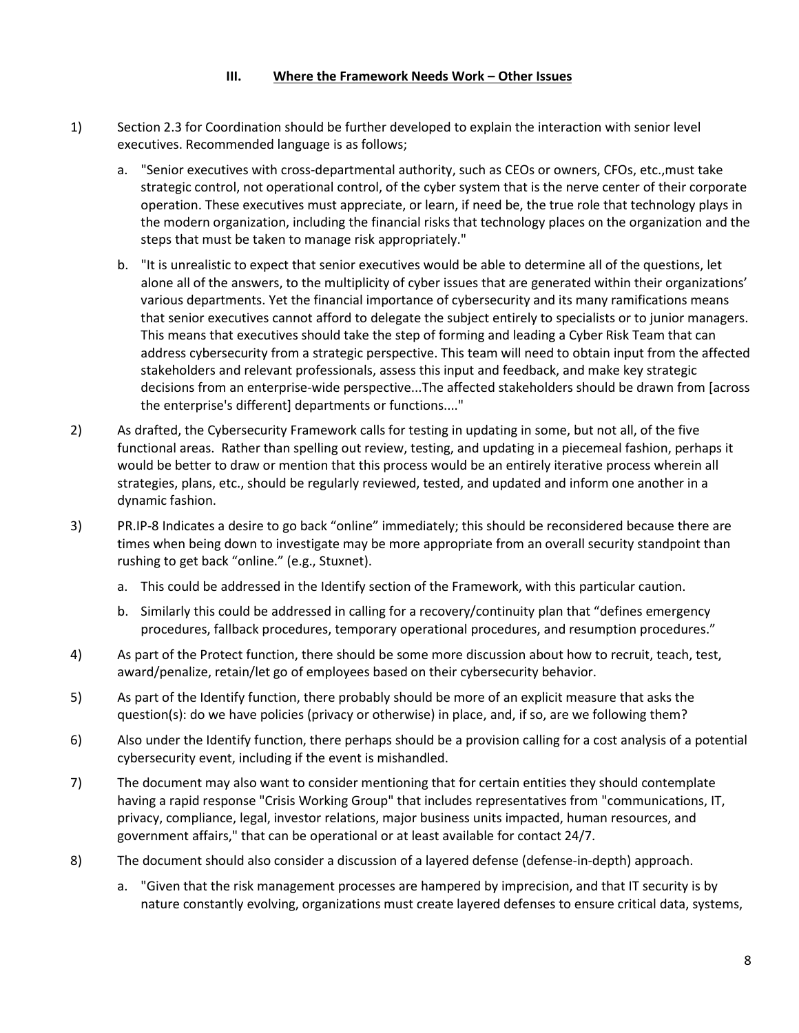### III. Where the Framework Needs Work – Other Issues

1) Section 2.3 for Coordination should be further developed to explain the interaction with senior level executives. Recommended language is as follows;

   a. "Senior executives with cross-departmental authority, such as CEOs or owners, CFOs, etc.,must take strategic control, not operational control, of the cyber system that is the nerve center of their corporate operation. These executives must appreciate, or learn, if need be, the true role that technology plays in the modern organization, including the financial risks that technology places on the organization and the steps that must be taken to manage risk appropriately."

   b. "It is unrealistic to expect that senior executives would be able to determine all of the questions, let alone all of the answers, to the multiplicity of cyber issues that are generated within their organizations' various departments. Yet the financial importance of cybersecurity and its many ramifications means that senior executives cannot afford to delegate the subject entirely to specialists or to junior managers. This means that executives should take the step of forming and leading a Cyber Risk Team that can address cybersecurity from a strategic perspective. This team will need to obtain input from the affected stakeholders and relevant professionals, assess this input and feedback, and make key strategic decisions from an enterprise-wide perspective...The affected stakeholders should be drawn from [across the enterprise's different] departments or functions...."

2) As drafted, the Cybersecurity Framework calls for testing in updating in some, but not all, of the five functional areas. Rather than spelling out review, testing, and updating in a piecemeal fashion, perhaps it would be better to draw or mention that this process would be an entirely iterative process wherein all strategies, plans, etc., should be regularly reviewed, tested, and updated and inform one another in a dynamic fashion.

3) PR.IP-8 Indicates a desire to go back "online" immediately; this should be reconsidered because there are times when being down to investigate may be more appropriate from an overall security standpoint than rushing to get back "online." (e.g., Stuxnet).

   a. This could be addressed in the Identify section of the Framework, with this particular caution.

   b. Similarly this could be addressed in calling for a recovery/continuity plan that "defines emergency procedures, fallback procedures, temporary operational procedures, and resumption procedures."

4) As part of the Protect function, there should be some more discussion about how to recruit, teach, test, award/penalize, retain/let go of employees based on their cybersecurity behavior.

5) As part of the Identify function, there probably should be more of an explicit measure that asks the question(s): do we have policies (privacy or otherwise) in place, and, if so, are we following them?

6) Also under the Identify function, there perhaps should be a provision calling for a cost analysis of a potential cybersecurity event, including if the event is mishandled.

7) The document may also want to consider mentioning that for certain entities they should contemplate having a rapid response "Crisis Working Group" that includes representatives from "communications, IT, privacy, compliance, legal, investor relations, major business units impacted, human resources, and government affairs," that can be operational or at least available for contact 24/7.

8) The document should also consider a discussion of a layered defense (defense-in-depth) approach.

   a. "Given that the risk management processes are hampered by imprecision, and that IT security is by nature constantly evolving, organizations must create layered defenses to ensure critical data, systems,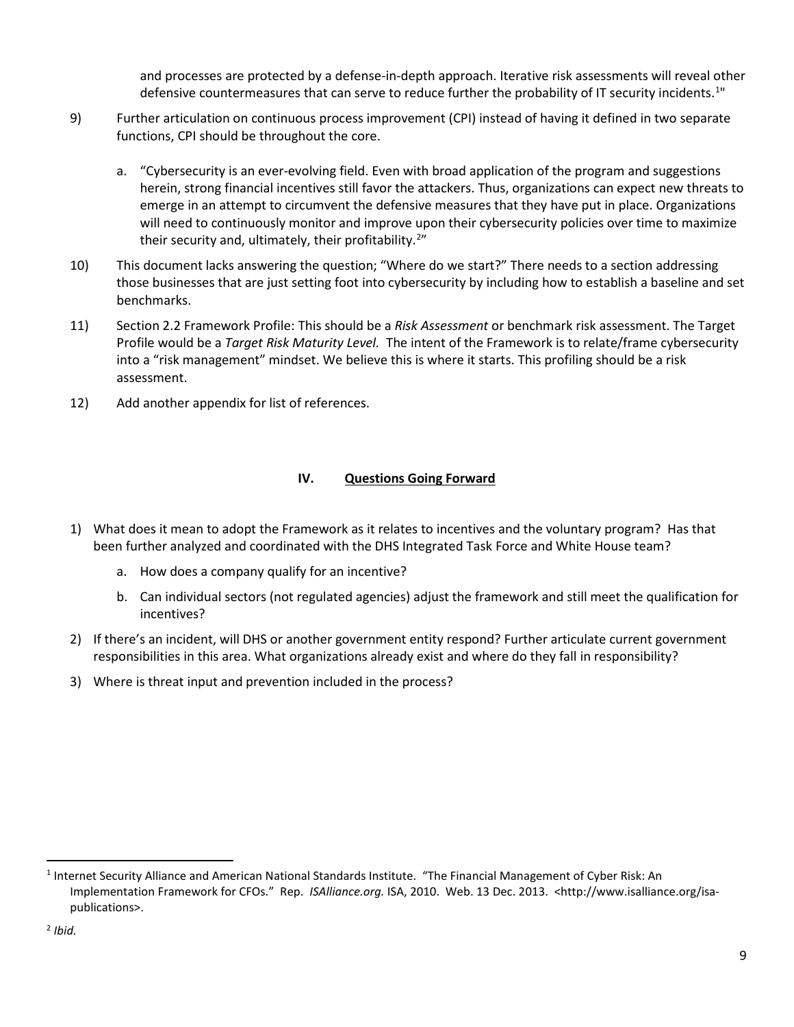and processes are protected by a defense-in-depth approach. Iterative risk assessments will reveal other defensive countermeasures that can serve to reduce further the probability of IT security incidents.[1]"

9) Further articulation on continuous process improvement (CPI) instead of having it defined in two separate functions, CPI should be throughout the core.

   a. "Cybersecurity is an ever-evolving field. Even with broad application of the program and suggestions herein, strong financial incentives still favor the attackers. Thus, organizations can expect new threats to emerge in an attempt to circumvent the defensive measures that they have put in place. Organizations will need to continuously monitor and improve upon their cybersecurity policies over time to maximize their security and, ultimately, their profitability.[2]"

10) This document lacks answering the question; "Where do we start?" There needs to a section addressing those businesses that are just setting foot into cybersecurity by including how to establish a baseline and set benchmarks.

11) Section 2.2 Framework Profile: This should be a *Risk Assessment* or benchmark risk assessment. The Target Profile would be a *Target Risk Maturity Level.* The intent of the Framework is to relate/frame cybersecurity into a "risk management" mindset. We believe this is where it starts. This profiling should be a risk assessment.

12) Add another appendix for list of references.

## IV. Questions Going Forward

1) What does it mean to adopt the Framework as it relates to incentives and the voluntary program? Has that been further analyzed and coordinated with the DHS Integrated Task Force and White House team?

   a. How does a company qualify for an incentive?

   b. Can individual sectors (not regulated agencies) adjust the framework and still meet the qualification for incentives?

2) If there's an incident, will DHS or another government entity respond? Further articulate current government responsibilities in this area. What organizations already exist and where do they fall in responsibility?

3) Where is threat input and prevention included in the process?

---

[1] Internet Security Alliance and American National Standards Institute. "The Financial Management of Cyber Risk: An Implementation Framework for CFOs." Rep. *ISAlliance.org.* ISA, 2010. Web. 13 Dec. 2013. <http://www.isalliance.org/isa-publications>.

[2] *Ibid.*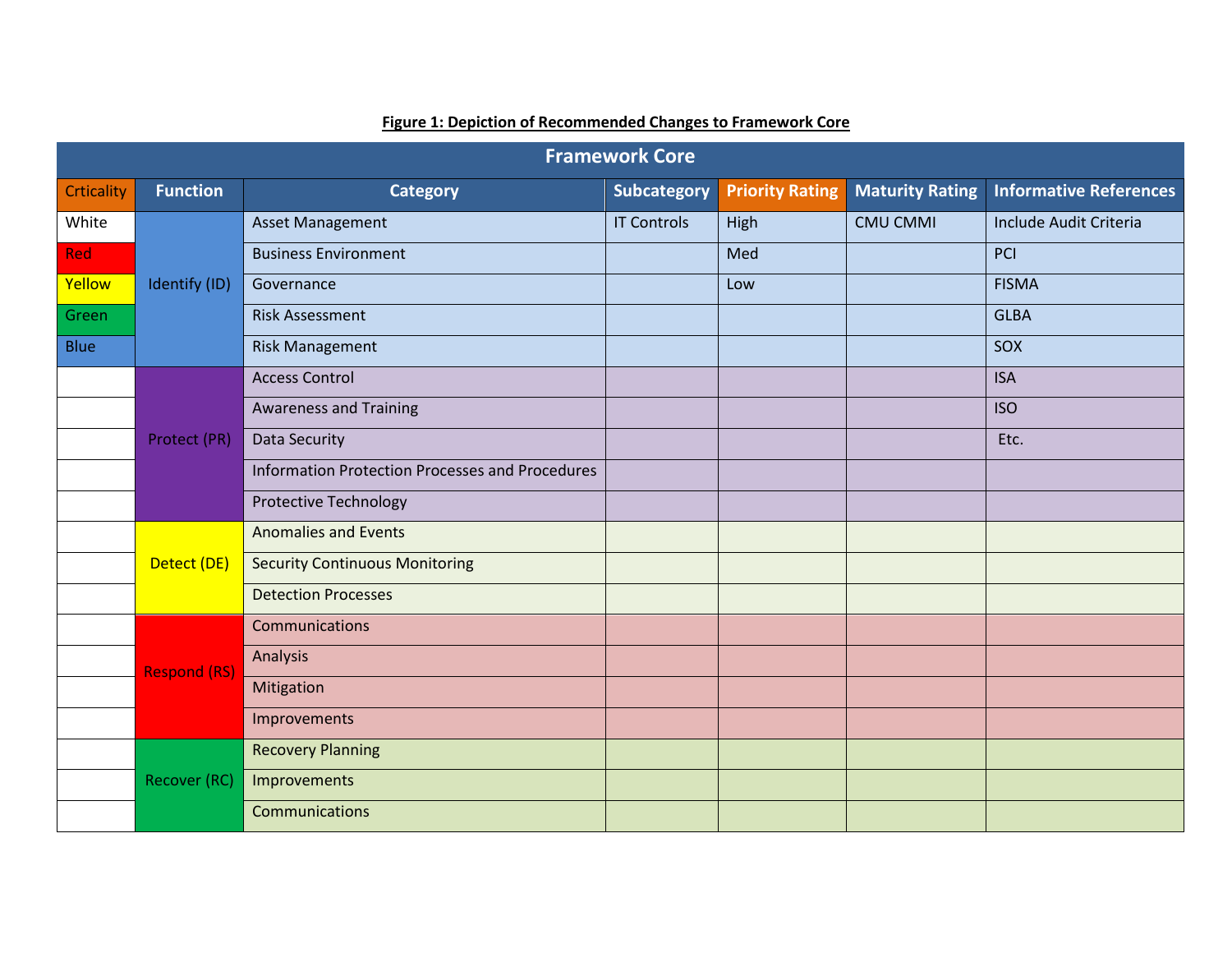**Figure 1: Depiction of Recommended Changes to Framework Core**

| Framework Core | | | | | | |
|---|---|---|---|---|---|---|
| Crticality | Function | Category | Subcategory | Priority Rating | Maturity Rating | Informative References |
| White | Identify (ID) | Asset Management | IT Controls | High | CMU CMMI | Include Audit Criteria |
| Red | | Business Environment | | Med | | PCI |
| Yellow | | Governance | | Low | | FISMA |
| Green | | Risk Assessment | | | | GLBA |
| Blue | | Risk Management | | | | SOX |
| | Protect (PR) | Access Control | | | | ISA |
| | | Awareness and Training | | | | ISO |
| | | Data Security | | | | Etc. |
| | | Information Protection Processes and Procedures | | | | |
| | | Protective Technology | | | | |
| | Detect (DE) | Anomalies and Events | | | | |
| | | Security Continuous Monitoring | | | | |
| | | Detection Processes | | | | |
| | Respond (RS) | Communications | | | | |
| | | Analysis | | | | |
| | | Mitigation | | | | |
| | | Improvements | | | | |
| | Recover (RC) | Recovery Planning | | | | |
| | | Improvements | | | | |
| | | Communications | | | | |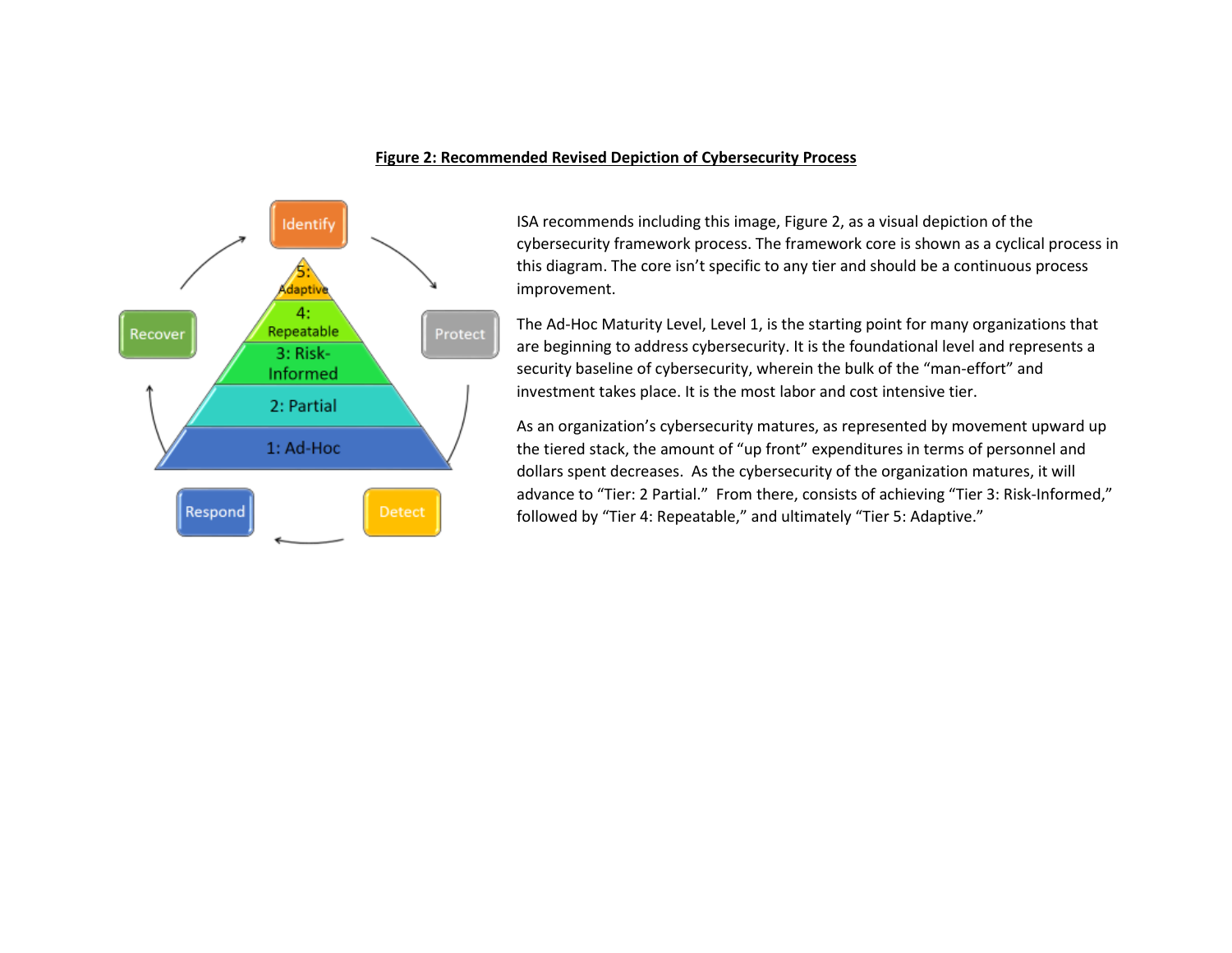**Figure 2: Recommended Revised Depiction of Cybersecurity Process**

Identify

Protect

Detect

Respond

Recover

5: Adaptive

4: Repeatable

3: Risk-Informed

2: Partial

1: Ad-Hoc

ISA recommends including this image, Figure 2, as a visual depiction of the cybersecurity framework process. The framework core is shown as a cyclical process in this diagram. The core isn't specific to any tier and should be a continuous process improvement.

The Ad-Hoc Maturity Level, Level 1, is the starting point for many organizations that are beginning to address cybersecurity. It is the foundational level and represents a security baseline of cybersecurity, wherein the bulk of the "man-effort" and investment takes place. It is the most labor and cost intensive tier.

As an organization's cybersecurity matures, as represented by movement upward up the tiered stack, the amount of "up front" expenditures in terms of personnel and dollars spent decreases. As the cybersecurity of the organization matures, it will advance to "Tier: 2 Partial." From there, consists of achieving "Tier 3: Risk-Informed," followed by "Tier 4: Repeatable," and ultimately "Tier 5: Adaptive."